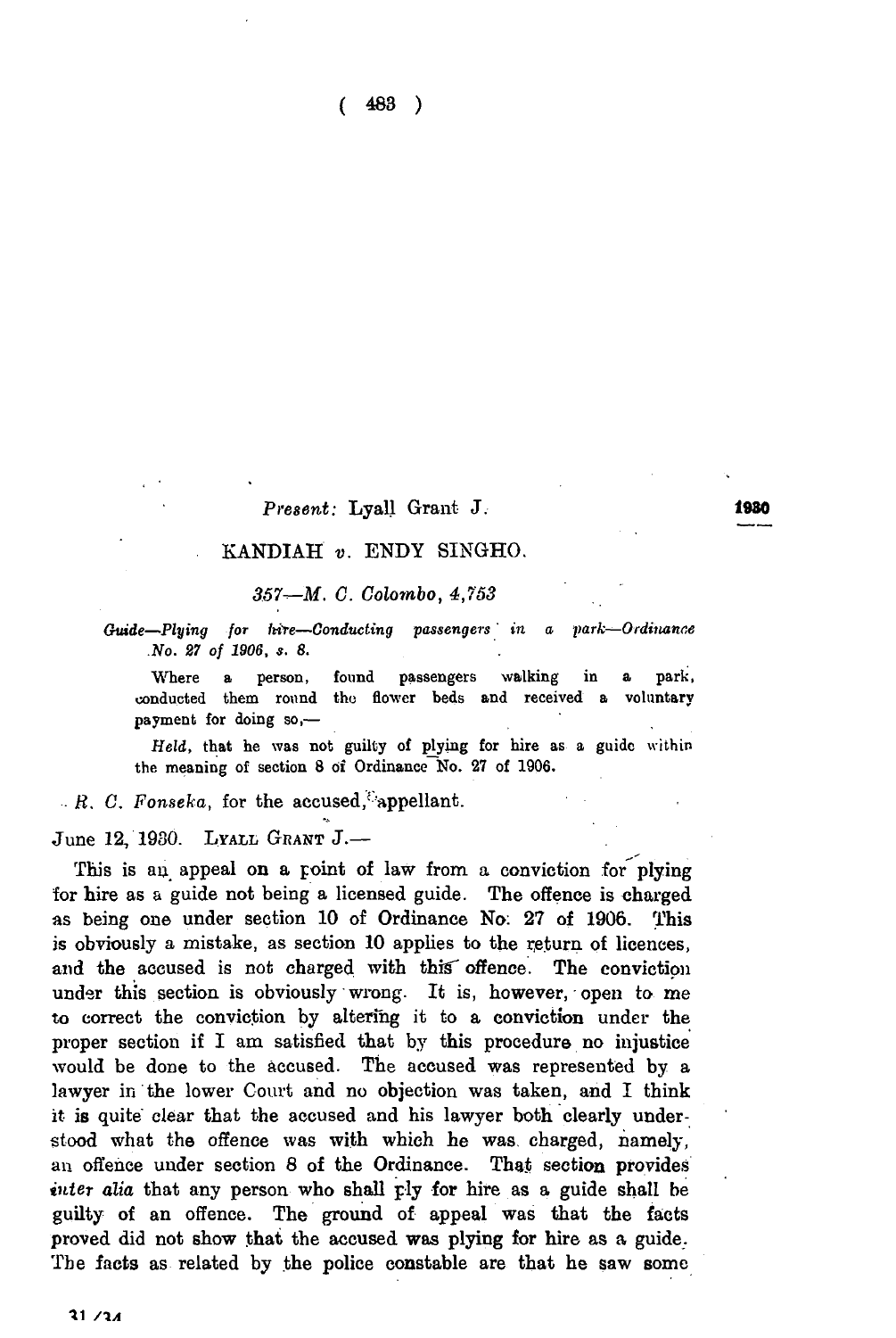*Present:* Lyall Grant J.

1930

KANDIAH *v.* ENDY SINGHO.

*357—M. C. Colombo, 4,753*

*Guide—Plying for hire—Conducting passengers in a park—Ordinance No. 27 of 1906, s. 8.*

Where a person, found passengers walking in a park, conducted them round the flower beds and received a voluntary payment for doing so,—

*Held,* that he was not guilty of plying for hire as a guide within the meaning of section 8 of Ordinance No. 27 of 1906.

*R. C. Fonseka,* for the accused, appellant.

June 12, 1930. Lyall Grant J.—

This is an appeal on a point of law from a conviction for plying for hire as a guide not being a licensed guide. The offence is charged as being one under section 10 of Ordinance No. 27 of 1906. This is obviously a mistake, as section 10 applies to the return of licences, and the accused is not charged with this offence. The conviction under this section is obviously wrong. It is, however, open to me to correct the conviction by altering it to a conviction under the proper section if I am satisfied that by this procedure no injustice would be done to the accused. The accused was represented by a lawyer in the lower Court and no objection was taken, and I think it is quite clear that the accused and his lawyer both clearly understood what the offence was with which he was charged, namely, an offence under section 8 of the Ordinance. That section provides *inter alia* that any person who shall ply for hire as a guide shall be guilty of an offence. The ground of appeal was that the facts proved did not show that the accused was plying for hire as a guide. The facts as related by the police constable are that he saw some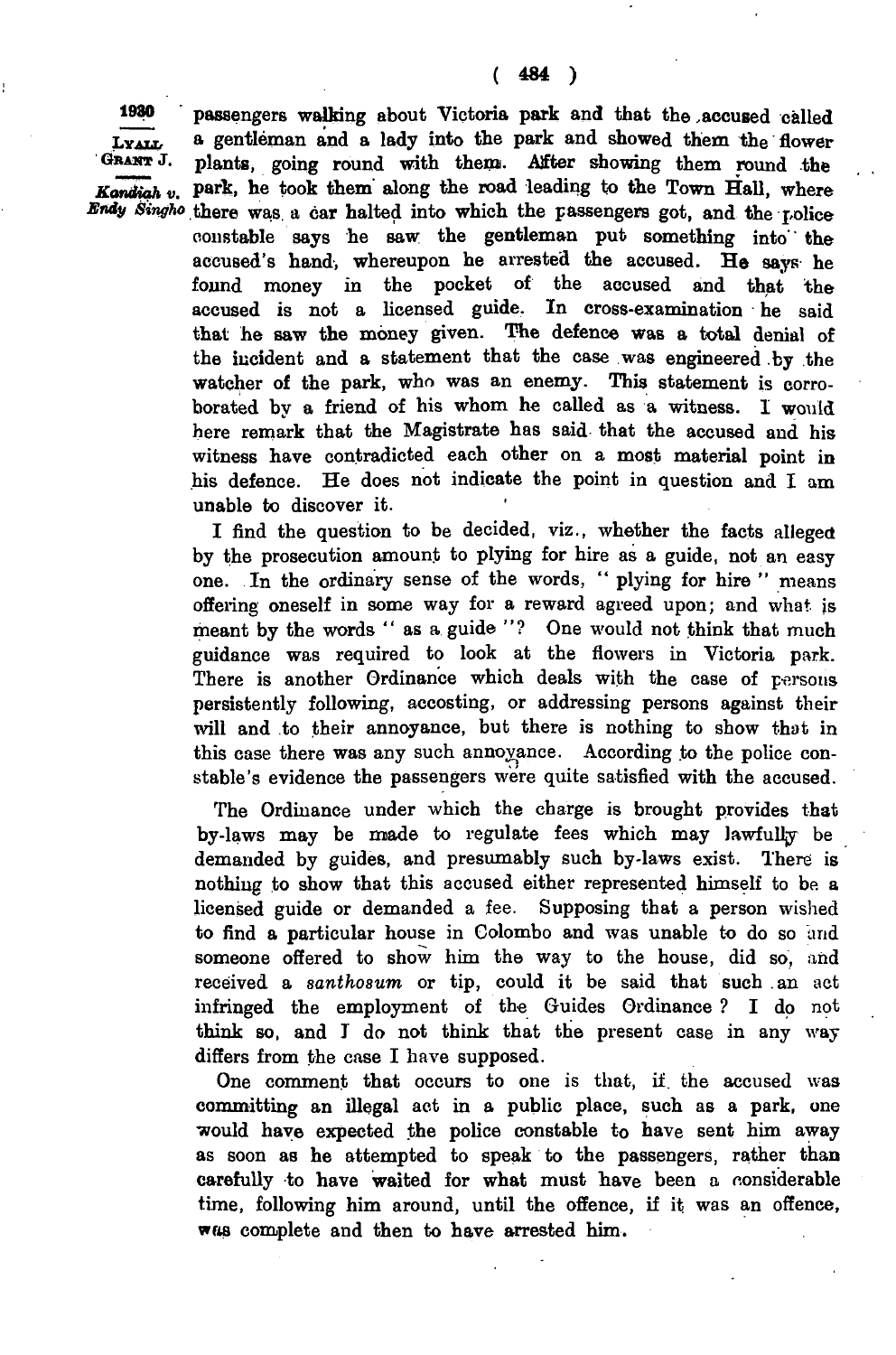passengers walking about Victoria park and that the accused called a gentleman and a lady into the park and showed them the flower plants, going round with them. After showing them round the park, he took them along the road leading to the Town Hall, where there was a car halted into which the passengers got, and the police constable says he saw the gentleman put something into the accused's hand, whereupon he arrested the accused. He says he found money in the pocket of the accused and that the accused is not a licensed guide. In cross-examination he said that he saw the money given. The defence was a total denial of the incident and a statement that the case was engineered by the watcher of the park, who was an enemy. This statement is corroborated by a friend of his whom he called as a witness. I would here remark that the Magistrate has said that the accused and his witness have contradicted each other on a most material point in his defence. He does not indicate the point in question and I am unable to discover it.

I find the question to be decided, viz., whether the facts alleged by the prosecution amount to plying for hire as a guide, not an easy one. In the ordinary sense of the words, " plying for hire " means offering oneself in some way for a reward agreed upon; and what is meant by the words " as a guide "? One would not think that much guidance was required to look at the flowers in Victoria park. There is another Ordinance which deals with the case of persons persistently following, accosting, or addressing persons against their will and to their annoyance, but there is nothing to show that in this case there was any such annoyance. According to the police constable's evidence the passengers were quite satisfied with the accused.

The Ordinance under which the charge is brought provides that by-laws may be made to regulate fees which may lawfully be demanded by guides, and presumably such by-laws exist. There is nothing to show that this accused either represented himself to be a licensed guide or demanded a fee. Supposing that a person wished to find a particular house in Colombo and was unable to do so and someone offered to show him the way to the house, did so, and received a *santhosum* or tip, could it be said that such an act infringed the employment of the Guides Ordinance? I do not think so, and I do not think that the present case in any way differs from the case I have supposed.

One comment that occurs to one is that, if the accused was committing an illegal act in a public place, such as a park, one would have expected the police constable to have sent him away as soon as he attempted to speak to the passengers, rather than carefully to have waited for what must have been a considerable time, following him around, until the offence, if it was an offence, was complete and then to have arrested him.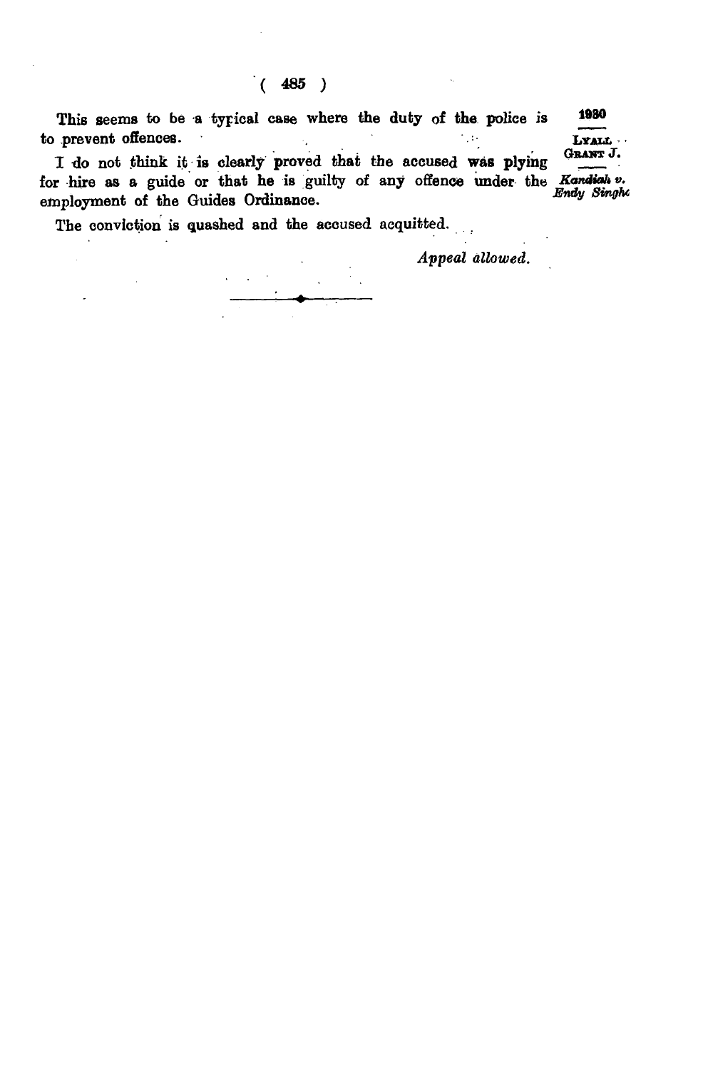This seems to be a typical case where the duty of the police is to prevent offences.

I do not think it is clearly proved that the accused was plying for hire as a guide or that he is guilty of any offence under the employment of the Guides Ordinance.

The conviction is quashed and the accused acquitted.

*Appeal allowed.*